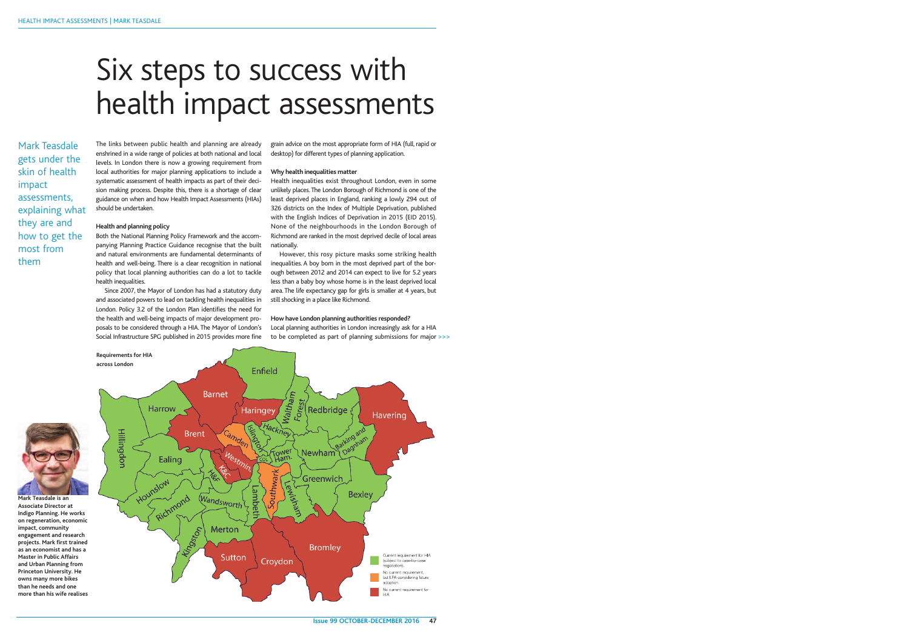# Six steps to success with health impact assessments

Mark Teasdale gets under the skin of health impact assessments, explaining what they are and how to get the most from them

The links between public health and planning are already enshrined in a wide range of policies at both national and local levels. In London there is now a growing requirement from local authorities for major planning applications to include a systematic assessment of health impacts as part of their decision making process. Despite this, there is a shortage of clear guidance on when and how Health Impact Assessments (HIAs) should be undertaken.

### Health and planning policy

Both the National Planning Policy Framework and the accompanying Planning Practice Guidance recognise that the built and natural environments are fundamental determinants of health and well-being. There is a clear recognition in national policy that local planning authorities can do a lot to tackle health inequalities.

Since 2007, the Mayor of London has had a statutory duty and associated powers to lead on tackling health inequalities in London. Policy 3.2 of the London Plan identifies the need for the health and well-being impacts of major development proposals to be considered through a HIA. The Mayor of London's Social Infrastructure SPG published in 2015 provides more fine grain advice on the most appropriate form of HIA (full, rapid or desktop) for different types of planning application.

### Why health inequalities matter

Health inequalities exist throughout London, even in some unlikely places. The London Borough of Richmond is one of the least deprived places in England, ranking a lowly 294 out of 326 districts on the Index of Multiple Deprivation, published with the English Indices of Deprivation in 2015 (EID 2015). None of the neighbourhoods in the London Borough of Richmond are ranked in the most deprived decile of local areas nationally.

However, this rosy picture masks some striking health inequalities. A boy born in the most deprived part of the borough between 2012 and 2014 can expect to live for 5.2 years less than a baby boy whose home is in the least deprived local area. The life expectancy gap for girls is smaller at 4 years, but still shocking in a place like Richmond.

### How have London planning authorities responded?

Local planning authorities in London increasingly ask for a HIA to be completed as part of planning submissions for major >>>

**Requirements for HIA across London**

- Current requirement for HIA (subject to case-by-case negotiation).
- No current requirement, but LPA considering future adoption.
- No current requirement for HIA

**Mark Teasdale is an Associate Director at Indigo Planning. He works on regeneration, economic impact, community engagement and research projects. Mark first trained as an economist and has a Master in Public Affairs and Urban Planning from Princeton University. He owns many more bikes than he needs and one more than his wife realises**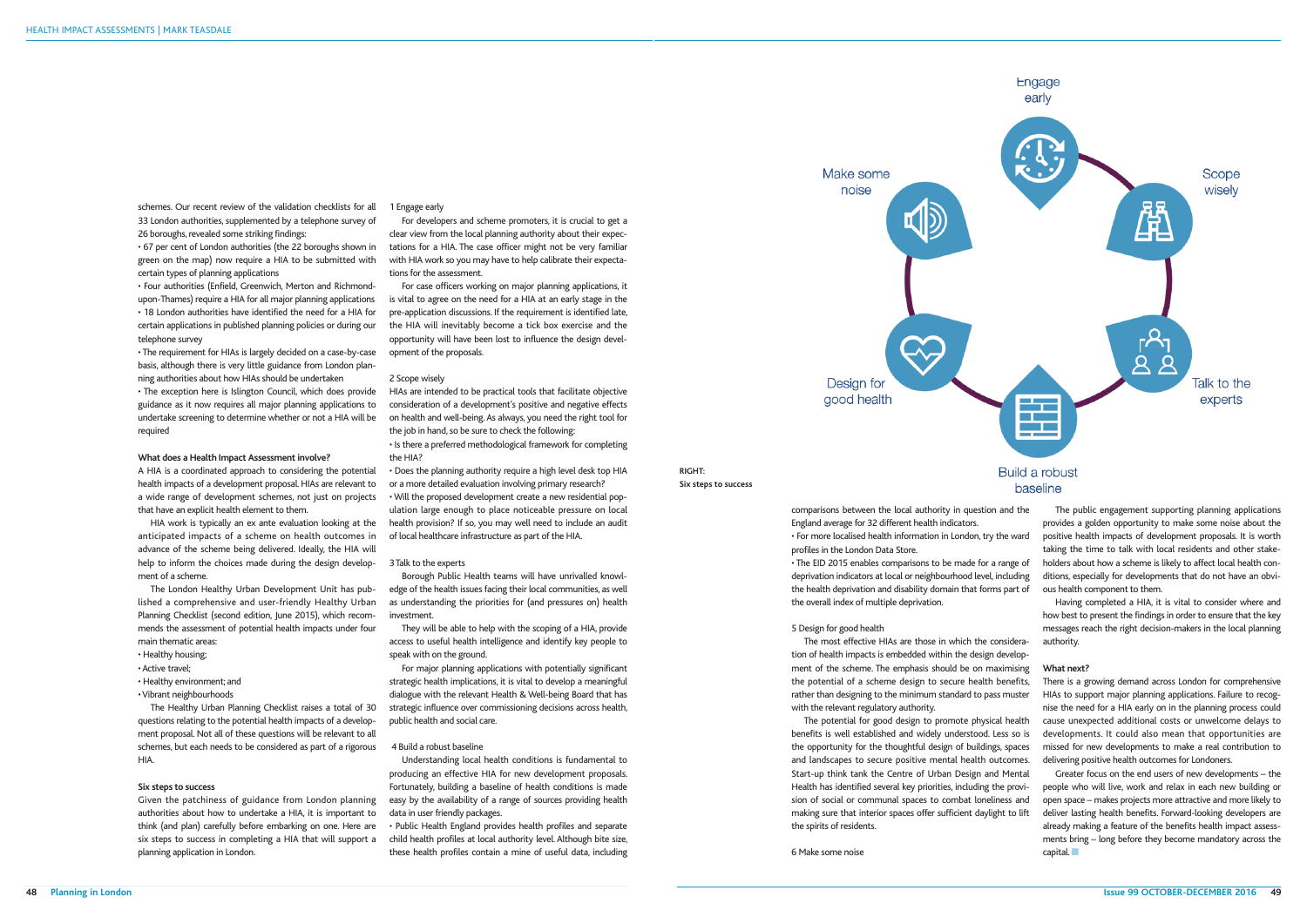schemes. Our recent review of the validation checklists for all 33 London authorities, supplemented by a telephone survey of 26 boroughs, revealed some striking findings:

• 67 per cent of London authorities (the 22 boroughs shown in green on the map) now require a HIA to be submitted with certain types of planning applications

• Four authorities (Enfield, Greenwich, Merton and Richmond-upon-Thames) require a HIA for all major planning applications

• 18 London authorities have identified the need for a HIA for certain applications in published planning policies or during our telephone survey

• The requirement for HIAs is largely decided on a case-by-case basis, although there is very little guidance from London planning authorities about how HIAs should be undertaken

• The exception here is Islington Council, which does provide guidance as it now requires all major planning applications to undertake screening to determine whether or not a HIA will be required

**What does a Health Impact Assessment involve?**

A HIA is a coordinated approach to considering the potential health impacts of a development proposal. HIAs are relevant to a wide range of development schemes, not just on projects that have an explicit health element to them.

HIA work is typically an ex ante evaluation looking at the anticipated impacts of a scheme on health outcomes in advance of the scheme being delivered. Ideally, the HIA will help to inform the choices made during the design development of a scheme.

The London Healthy Urban Development Unit has published a comprehensive and user-friendly Healthy Urban Planning Checklist (second edition, June 2015), which recommends the assessment of potential health impacts under four main thematic areas:

• Healthy housing;
• Active travel;
• Healthy environment; and
• Vibrant neighbourhoods

The Healthy Urban Planning Checklist raises a total of 30 questions relating to the potential health impacts of a development proposal. Not all of these questions will be relevant to all schemes, but each needs to be considered as part of a rigorous HIA.

**Six steps to success**

Given the patchiness of guidance from London planning authorities about how to undertake a HIA, it is important to think (and plan) carefully before embarking on one. Here are six steps to success in completing a HIA that will support a planning application in London.

1 Engage early

For developers and scheme promoters, it is crucial to get a clear view from the local planning authority about their expectations for a HIA. The case officer might not be very familiar with HIA work so you may have to help calibrate their expectations for the assessment.

For case officers working on major planning applications, it is vital to agree on the need for a HIA at an early stage in the pre-application discussions. If the requirement is identified late, the HIA will inevitably become a tick box exercise and the opportunity will have been lost to influence the design development of the proposals.

2 Scope wisely

HIAs are intended to be practical tools that facilitate objective consideration of a development's positive and negative effects on health and well-being. As always, you need the right tool for the job in hand, so be sure to check the following:

• Is there a preferred methodological framework for completing the HIA?

• Does the planning authority require a high level desk top HIA or a more detailed evaluation involving primary research?

• Will the proposed development create a new residential population large enough to place noticeable pressure on local health provision? If so, you may well need to include an audit of local healthcare infrastructure as part of the HIA.

3 Talk to the experts

Borough Public Health teams will have unrivalled knowledge of the health issues facing their local communities, as well as understanding the priorities for (and pressures on) health investment.

They will be able to help with the scoping of a HIA, provide access to useful health intelligence and identify key people to speak with on the ground.

For major planning applications with potentially significant strategic health implications, it is vital to develop a meaningful dialogue with the relevant Health & Well-being Board that has strategic influence over commissioning decisions across health, public health and social care.

4 Build a robust baseline

Understanding local health conditions is fundamental to producing an effective HIA for new development proposals. Fortunately, building a baseline of health conditions is made easy by the availability of a range of sources providing health data in user friendly packages.

• Public Health England provides health profiles and separate child health profiles at local authority level. Although bite size, these health profiles contain a mine of useful data, including comparisons between the local authority in question and the England average for 32 different health indicators.

• For more localised health information in London, try the ward profiles in the London Data Store.

• The EID 2015 enables comparisons to be made for a range of deprivation indicators at local or neighbourhood level, including the health deprivation and disability domain that forms part of the overall index of multiple deprivation.

5 Design for good health

The most effective HIAs are those in which the consideration of health impacts is embedded within the design development of the scheme. The emphasis should be on maximising the potential of a scheme design to secure health benefits, rather than designing to the minimum standard to pass muster with the relevant regulatory authority.

The potential for good design to promote physical health benefits is well established and widely understood. Less so is the opportunity for the thoughtful design of buildings, spaces and landscapes to secure positive mental health outcomes. Start-up think tank the Centre of Urban Design and Mental Health has identified several key priorities, including the provision of social or communal spaces to combat loneliness and making sure that interior spaces offer sufficient daylight to lift the spirits of residents.

6 Make some noise

The public engagement supporting planning applications provides a golden opportunity to make some noise about the positive health impacts of development proposals. It is worth taking the time to talk with local residents and other stakeholders about how a scheme is likely to affect local health conditions, especially for developments that do not have an obvious health component to them.

Having completed a HIA, it is vital to consider where and how best to present the findings in order to ensure that the key messages reach the right decision-makers in the local planning authority.

**What next?**

There is a growing demand across London for comprehensive HIAs to support major planning applications. Failure to recognise the need for a HIA early on in the planning process could cause unexpected additional costs or unwelcome delays to developments. It could also mean that opportunities are missed for new developments to make a real contribution to delivering positive health outcomes for Londoners.

Greater focus on the end users of new developments – the people who will live, work and relax in each new building or open space – makes projects more attractive and more likely to deliver lasting health benefits. Forward-looking developers are already making a feature of the benefits health impact assessments bring – long before they become mandatory across the capital.

Engage early

Scope wisely

Talk to the experts

Build a robust baseline

Design for good health

Make some noise

**RIGHT:**
**Six steps to success**